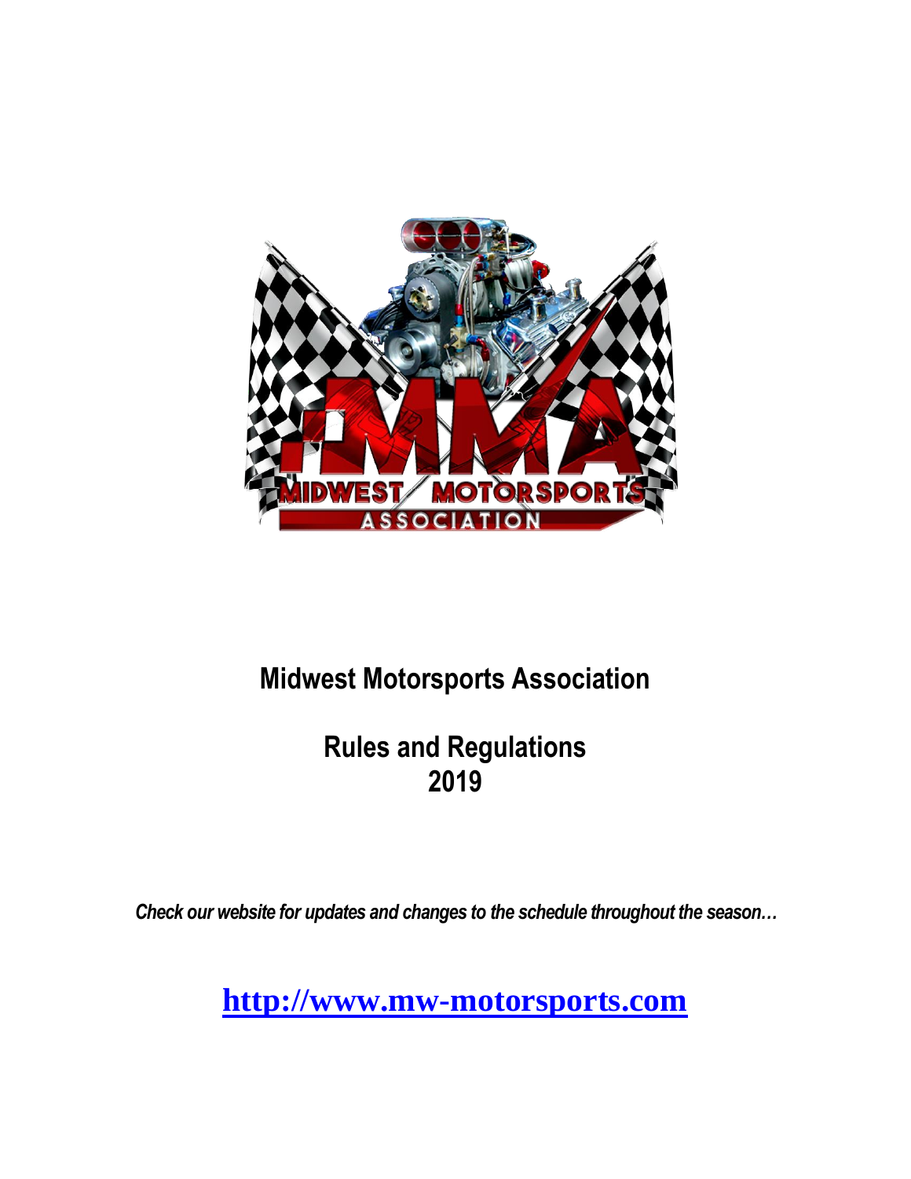# Midwest Motorsports Association

## Rules and Regulations
## 2019

*Check our website for updates and changes to the schedule throughout the season…*

**[http://www.mw-motorsports.com](http://www.mw-motorsports.com)**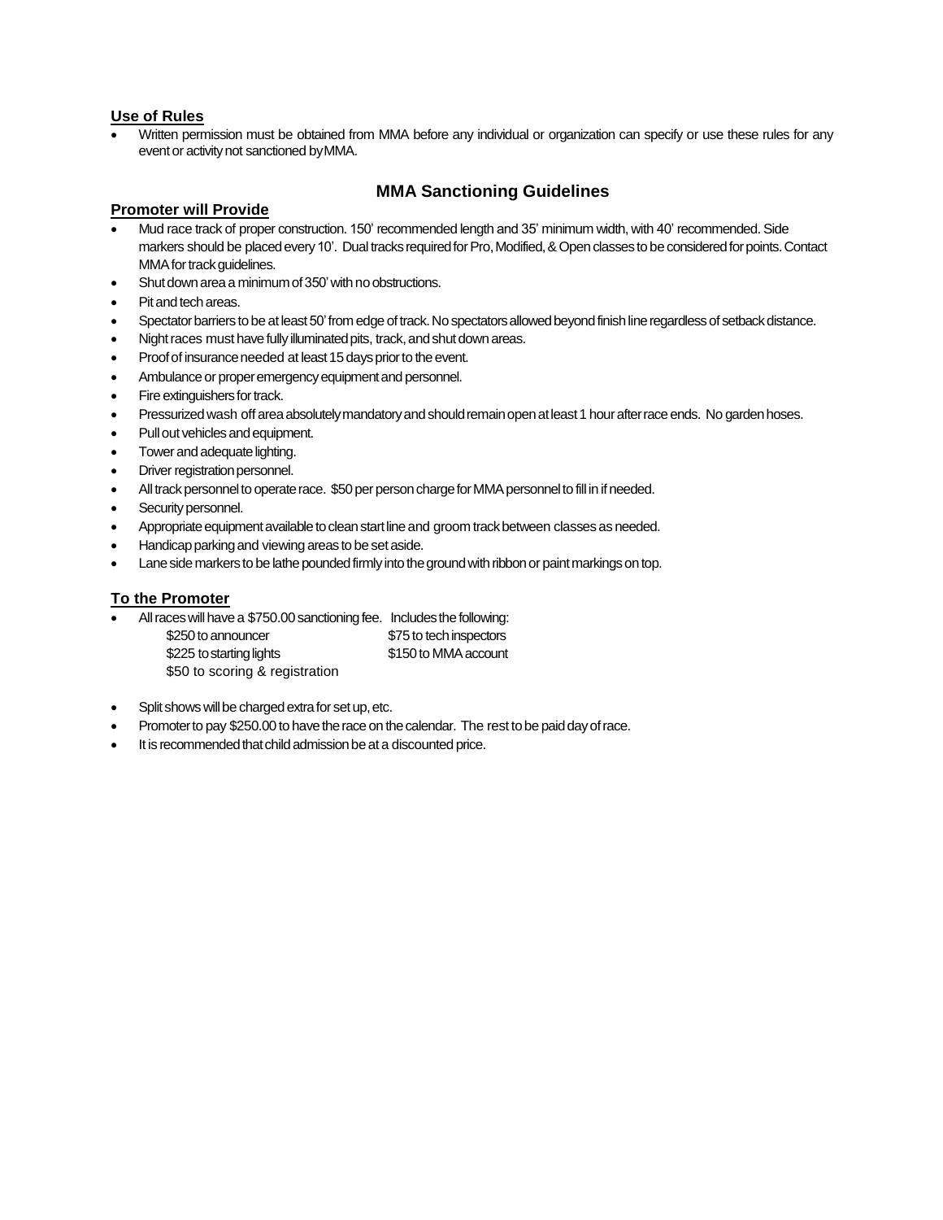### Use of Rules

- Written permission must be obtained from MMA before any individual or organization can specify or use these rules for any event or activity not sanctioned by MMA.

## MMA Sanctioning Guidelines

### Promoter will Provide

- Mud race track of proper construction. 150' recommended length and 35' minimum width, with 40' recommended. Side markers should be placed every 10'. Dual tracks required for Pro, Modified, & Open classes to be considered for points. Contact MMA for track guidelines.
- Shut down area a minimum of 350' with no obstructions.
- Pit and tech areas.
- Spectator barriers to be at least 50' from edge of track. No spectators allowed beyond finish line regardless of setback distance.
- Night races must have fully illuminated pits, track, and shut down areas.
- Proof of insurance needed at least 15 days prior to the event.
- Ambulance or proper emergency equipment and personnel.
- Fire extinguishers for track.
- Pressurized wash off area absolutely mandatory and should remain open at least 1 hour after race ends. No garden hoses.
- Pull out vehicles and equipment.
- Tower and adequate lighting.
- Driver registration personnel.
- All track personnel to operate race. $50 per person charge for MMA personnel to fill in if needed.
- Security personnel.
- Appropriate equipment available to clean start line and groom track between classes as needed.
- Handicap parking and viewing areas to be set aside.
- Lane side markers to be lathe pounded firmly into the ground with ribbon or paint markings on top.

### To the Promoter

- All races will have a $750.00 sanctioning fee. Includes the following:

  $250 to announcer　　$75 to tech inspectors
  $225 to starting lights　　$150 to MMA account
  $50 to scoring & registration

- Split shows will be charged extra for set up, etc.
- Promoter to pay $250.00 to have the race on the calendar. The rest to be paid day of race.
- It is recommended that child admission be at a discounted price.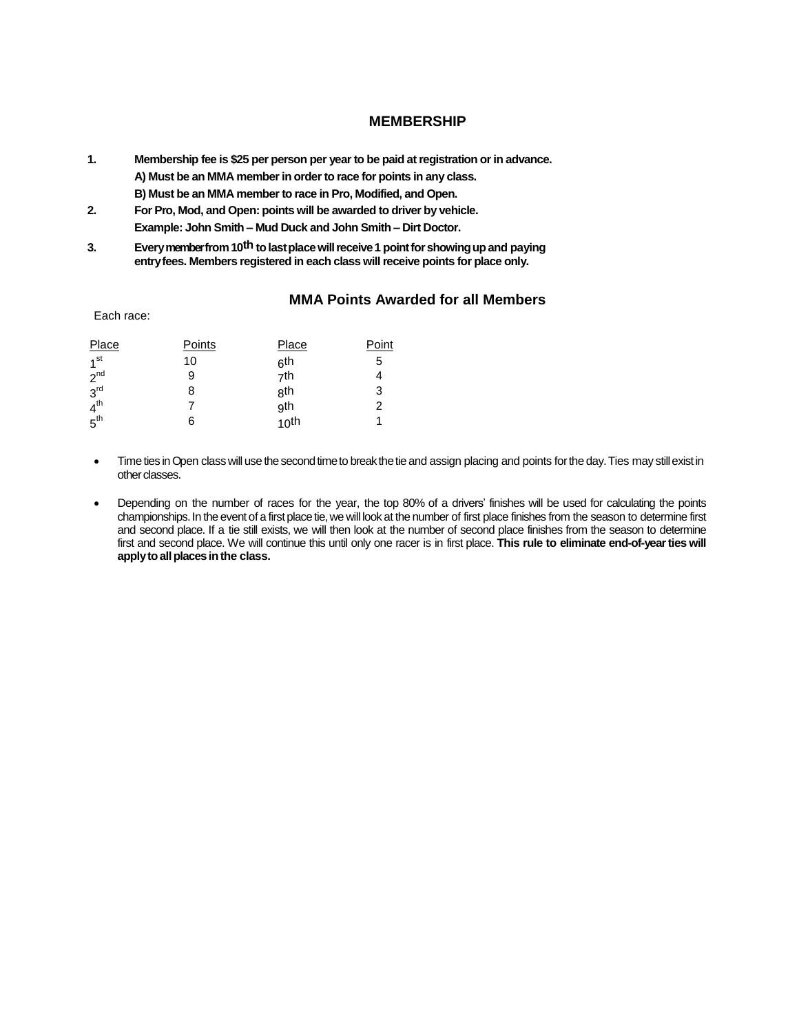## MEMBERSHIP

1. **Membership fee is $25 per person per year to be paid at registration or in advance.**
   **A) Must be an MMA member in order to race for points in any class.**
   **B) Must be an MMA member to race in Pro, Modified, and Open.**
2. **For Pro, Mod, and Open: points will be awarded to driver by vehicle.**
   **Example: John Smith – Mud Duck and John Smith – Dirt Doctor.**
3. **Every member from 10th to last place will receive 1 point for showing up and paying entry fees. Members registered in each class will receive points for place only.**

### MMA Points Awarded for all Members

Each race:

| Place | Points | Place | Point |
|---|---|---|---|
| 1st | 10 | 6th | 5 |
| 2nd | 9 | 7th | 4 |
| 3rd | 8 | 8th | 3 |
| 4th | 7 | 9th | 2 |
| 5th | 6 | 10th | 1 |

- Time ties in Open class will use the second time to break the tie and assign placing and points for the day. Ties may still exist in other classes.
- Depending on the number of races for the year, the top 80% of a drivers' finishes will be used for calculating the points championships. In the event of a first place tie, we will look at the number of first place finishes from the season to determine first and second place. If a tie still exists, we will then look at the number of second place finishes from the season to determine first and second place. We will continue this until only one racer is in first place. **This rule to eliminate end-of-year ties will apply to all places in the class.**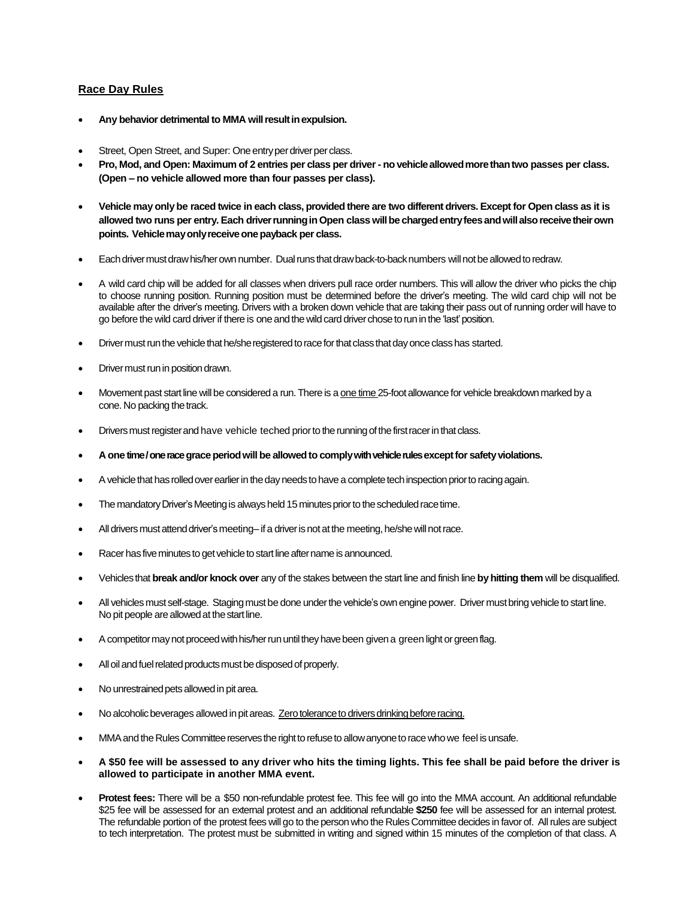## Race Day Rules

- **Any behavior detrimental to MMA will result in expulsion.**

- Street, Open Street, and Super: One entry per driver per class.
- **Pro, Mod, and Open: Maximum of 2 entries per class per driver - no vehicle allowed more than two passes per class. (Open – no vehicle allowed more than four passes per class).**

- **Vehicle may only be raced twice in each class, provided there are two different drivers. Except for Open class as it is allowed two runs per entry. Each driver running in Open class will be charged entry fees and will also receive their own points. Vehicle may only receive one payback per class.**

- Each driver must draw his/her own number. Dual runs that draw back-to-back numbers will not be allowed to redraw.

- A wild card chip will be added for all classes when drivers pull race order numbers. This will allow the driver who picks the chip to choose running position. Running position must be determined before the driver's meeting. The wild card chip will not be available after the driver's meeting. Drivers with a broken down vehicle that are taking their pass out of running order will have to go before the wild card driver if there is one and the wild card driver chose to run in the 'last' position.

- Driver must run the vehicle that he/she registered to race for that class that day once class has started.

- Driver must run in position drawn.

- Movement past start line will be considered a run. There is a <u>one time</u> 25-foot allowance for vehicle breakdown marked by a cone. No packing the track.

- Drivers must register and have vehicle teched prior to the running of the first racer in that class.

- **A one time / one race grace period will be allowed to comply with vehicle rules except for safety violations.**

- A vehicle that has rolled over earlier in the day needs to have a complete tech inspection prior to racing again.

- The mandatory Driver's Meeting is always held 15 minutes prior to the scheduled race time.

- All drivers must attend driver's meeting– if a driver is not at the meeting, he/she will not race.

- Racer has five minutes to get vehicle to start line after name is announced.

- Vehicles that **break and/or knock over** any of the stakes between the start line and finish line **by hitting them** will be disqualified.

- All vehicles must self-stage. Staging must be done under the vehicle's own engine power. Driver must bring vehicle to start line. No pit people are allowed at the start line.

- A competitor may not proceed with his/her run until they have been given a green light or green flag.

- All oil and fuel related products must be disposed of properly.

- No unrestrained pets allowed in pit area.

- No alcoholic beverages allowed in pit areas. <u>Zero tolerance to drivers drinking before racing.</u>

- MMA and the Rules Committee reserves the right to refuse to allow anyone to race who we feel is unsafe.

- **A $50 fee will be assessed to any driver who hits the timing lights. This fee shall be paid before the driver is allowed to participate in another MMA event.**

- **Protest fees:** There will be a $50 non-refundable protest fee. This fee will go into the MMA account. An additional refundable $25 fee will be assessed for an external protest and an additional refundable **$250** fee will be assessed for an internal protest. The refundable portion of the protest fees will go to the person who the Rules Committee decides in favor of. All rules are subject to tech interpretation. The protest must be submitted in writing and signed within 15 minutes of the completion of that class. A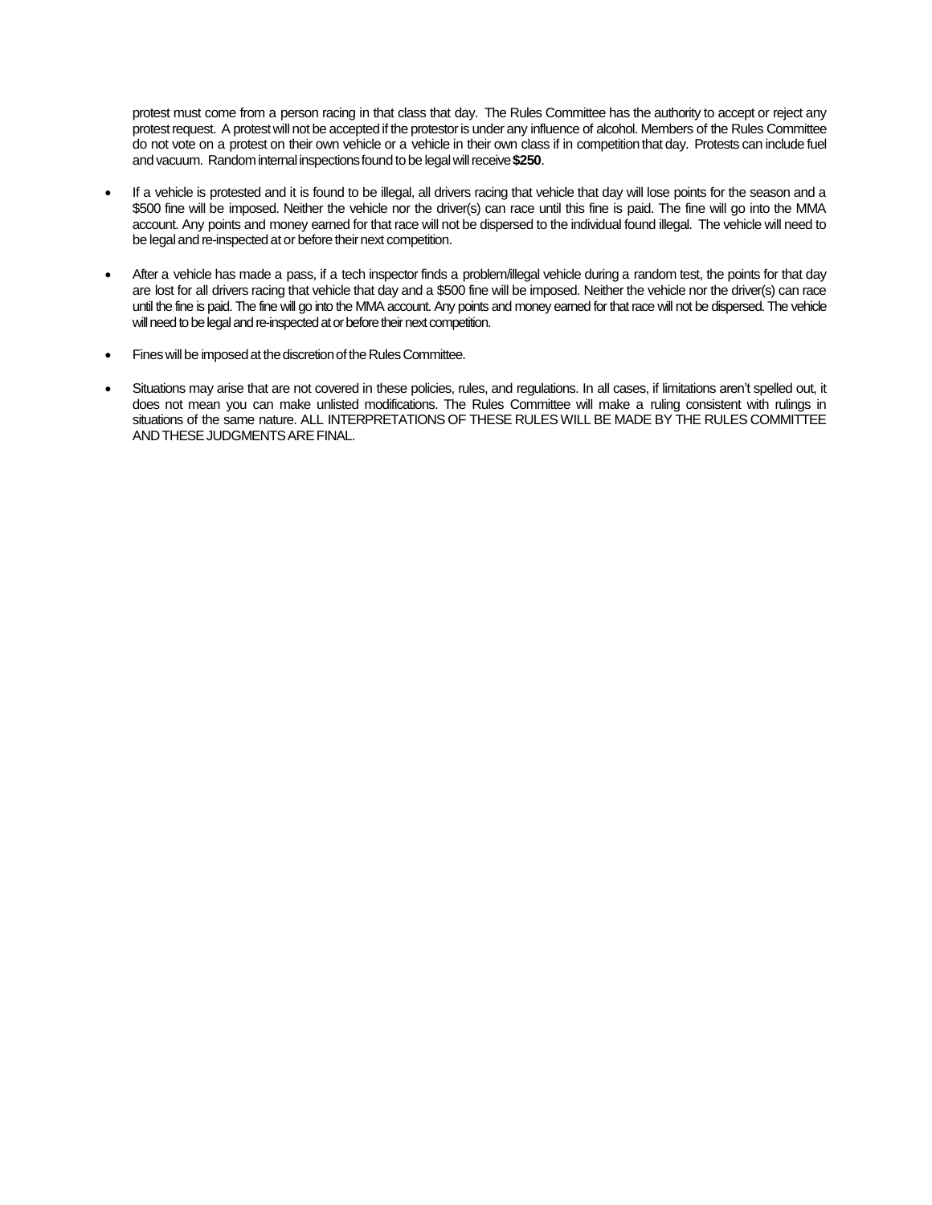protest must come from a person racing in that class that day. The Rules Committee has the authority to accept or reject any protest request. A protest will not be accepted if the protestor is under any influence of alcohol. Members of the Rules Committee do not vote on a protest on their own vehicle or a vehicle in their own class if in competition that day. Protests can include fuel and vacuum. Random internal inspections found to be legal will receive **$250**.

- If a vehicle is protested and it is found to be illegal, all drivers racing that vehicle that day will lose points for the season and a $500 fine will be imposed. Neither the vehicle nor the driver(s) can race until this fine is paid. The fine will go into the MMA account. Any points and money earned for that race will not be dispersed to the individual found illegal. The vehicle will need to be legal and re-inspected at or before their next competition.

- After a vehicle has made a pass, if a tech inspector finds a problem/illegal vehicle during a random test, the points for that day are lost for all drivers racing that vehicle that day and a $500 fine will be imposed. Neither the vehicle nor the driver(s) can race until the fine is paid. The fine will go into the MMA account. Any points and money earned for that race will not be dispersed. The vehicle will need to be legal and re-inspected at or before their next competition.

- Fines will be imposed at the discretion of the Rules Committee.

- Situations may arise that are not covered in these policies, rules, and regulations. In all cases, if limitations aren't spelled out, it does not mean you can make unlisted modifications. The Rules Committee will make a ruling consistent with rulings in situations of the same nature. ALL INTERPRETATIONS OF THESE RULES WILL BE MADE BY THE RULES COMMITTEE AND THESE JUDGMENTS ARE FINAL.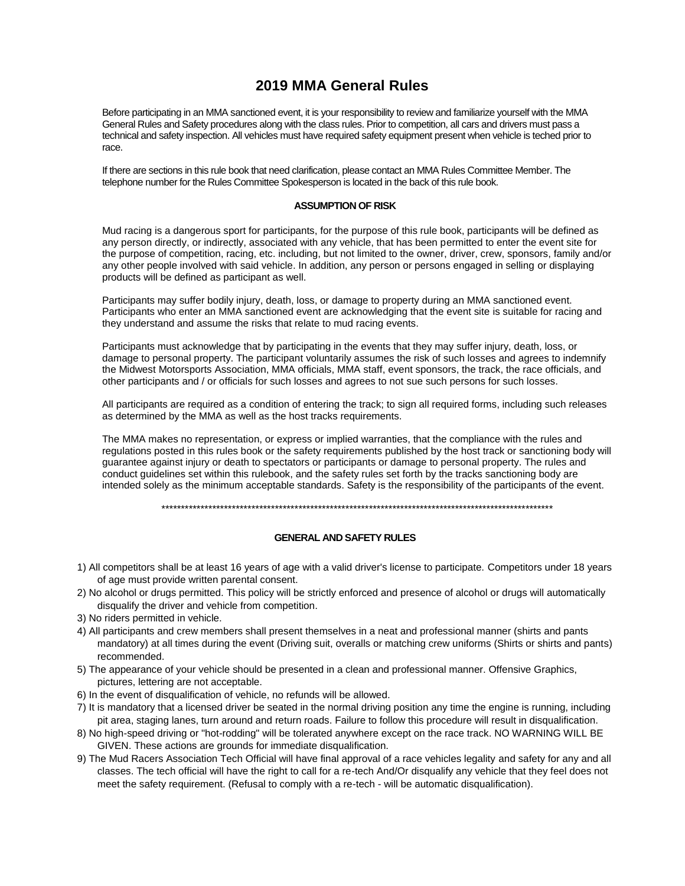# 2019 MMA General Rules

Before participating in an MMA sanctioned event, it is your responsibility to review and familiarize yourself with the MMA General Rules and Safety procedures along with the class rules. Prior to competition, all cars and drivers must pass a technical and safety inspection. All vehicles must have required safety equipment present when vehicle is teched prior to race.

If there are sections in this rule book that need clarification, please contact an MMA Rules Committee Member. The telephone number for the Rules Committee Spokesperson is located in the back of this rule book.

### ASSUMPTION OF RISK

Mud racing is a dangerous sport for participants, for the purpose of this rule book, participants will be defined as any person directly, or indirectly, associated with any vehicle, that has been permitted to enter the event site for the purpose of competition, racing, etc. including, but not limited to the owner, driver, crew, sponsors, family and/or any other people involved with said vehicle. In addition, any person or persons engaged in selling or displaying products will be defined as participant as well.

Participants may suffer bodily injury, death, loss, or damage to property during an MMA sanctioned event. Participants who enter an MMA sanctioned event are acknowledging that the event site is suitable for racing and they understand and assume the risks that relate to mud racing events.

Participants must acknowledge that by participating in the events that they may suffer injury, death, loss, or damage to personal property. The participant voluntarily assumes the risk of such losses and agrees to indemnify the Midwest Motorsports Association, MMA officials, MMA staff, event sponsors, the track, the race officials, and other participants and / or officials for such losses and agrees to not sue such persons for such losses.

All participants are required as a condition of entering the track; to sign all required forms, including such releases as determined by the MMA as well as the host tracks requirements.

The MMA makes no representation, or express or implied warranties, that the compliance with the rules and regulations posted in this rules book or the safety requirements published by the host track or sanctioning body will guarantee against injury or death to spectators or participants or damage to personal property. The rules and conduct guidelines set within this rulebook, and the safety rules set forth by the tracks sanctioning body are intended solely as the minimum acceptable standards. Safety is the responsibility of the participants of the event.

****************************************************************************************************

### GENERAL AND SAFETY RULES

1) All competitors shall be at least 16 years of age with a valid driver's license to participate. Competitors under 18 years of age must provide written parental consent.
2) No alcohol or drugs permitted. This policy will be strictly enforced and presence of alcohol or drugs will automatically disqualify the driver and vehicle from competition.
3) No riders permitted in vehicle.
4) All participants and crew members shall present themselves in a neat and professional manner (shirts and pants mandatory) at all times during the event (Driving suit, overalls or matching crew uniforms (Shirts or shirts and pants) recommended.
5) The appearance of your vehicle should be presented in a clean and professional manner. Offensive Graphics, pictures, lettering are not acceptable.
6) In the event of disqualification of vehicle, no refunds will be allowed.
7) It is mandatory that a licensed driver be seated in the normal driving position any time the engine is running, including pit area, staging lanes, turn around and return roads. Failure to follow this procedure will result in disqualification.
8) No high-speed driving or "hot-rodding" will be tolerated anywhere except on the race track. NO WARNING WILL BE GIVEN. These actions are grounds for immediate disqualification.
9) The Mud Racers Association Tech Official will have final approval of a race vehicles legality and safety for any and all classes. The tech official will have the right to call for a re-tech And/Or disqualify any vehicle that they feel does not meet the safety requirement. (Refusal to comply with a re-tech - will be automatic disqualification).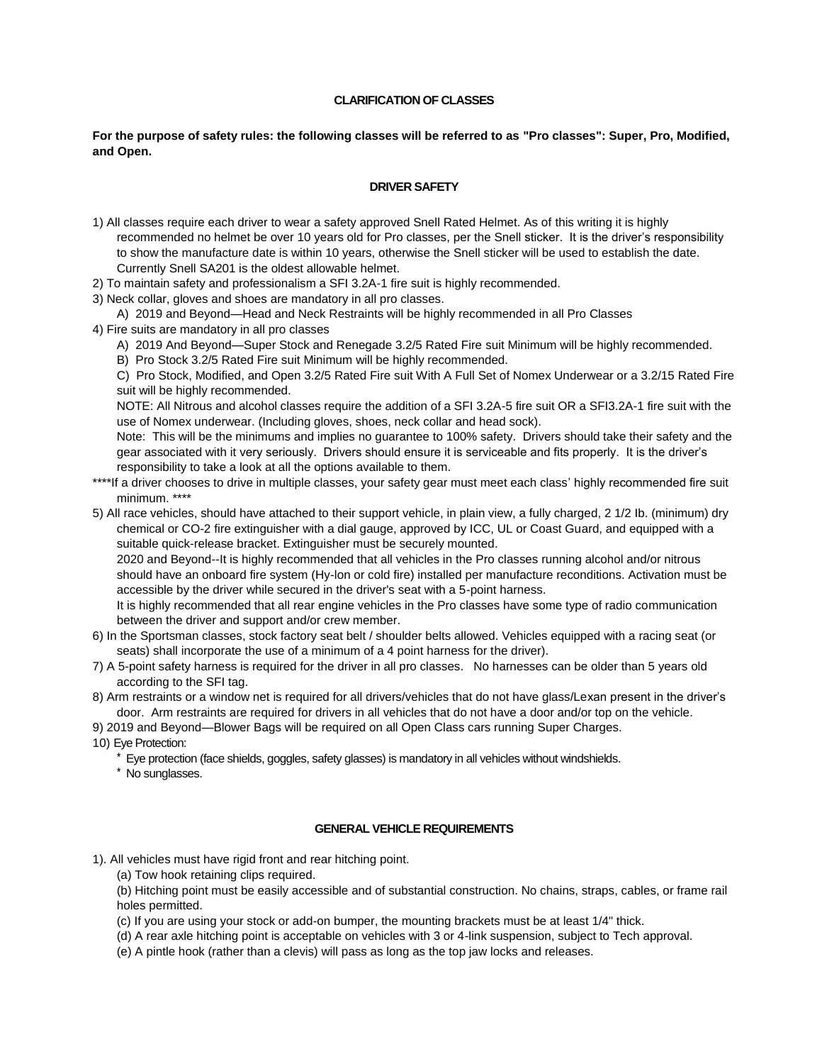## CLARIFICATION OF CLASSES

**For the purpose of safety rules: the following classes will be referred to as "Pro classes": Super, Pro, Modified, and Open.**

## DRIVER SAFETY

1) All classes require each driver to wear a safety approved Snell Rated Helmet. As of this writing it is highly recommended no helmet be over 10 years old for Pro classes, per the Snell sticker. It is the driver's responsibility to show the manufacture date is within 10 years, otherwise the Snell sticker will be used to establish the date. Currently Snell SA201 is the oldest allowable helmet.
2) To maintain safety and professionalism a SFI 3.2A-1 fire suit is highly recommended.
3) Neck collar, gloves and shoes are mandatory in all pro classes.
   A) 2019 and Beyond—Head and Neck Restraints will be highly recommended in all Pro Classes
4) Fire suits are mandatory in all pro classes
   A) 2019 And Beyond—Super Stock and Renegade 3.2/5 Rated Fire suit Minimum will be highly recommended.
   B) Pro Stock 3.2/5 Rated Fire suit Minimum will be highly recommended.
   C) Pro Stock, Modified, and Open 3.2/5 Rated Fire suit With A Full Set of Nomex Underwear or a 3.2/15 Rated Fire suit will be highly recommended.
   NOTE: All Nitrous and alcohol classes require the addition of a SFI 3.2A-5 fire suit OR a SFI3.2A-1 fire suit with the use of Nomex underwear. (Including gloves, shoes, neck collar and head sock).
   Note: This will be the minimums and implies no guarantee to 100% safety. Drivers should take their safety and the gear associated with it very seriously. Drivers should ensure it is serviceable and fits properly. It is the driver's responsibility to take a look at all the options available to them.

****If a driver chooses to drive in multiple classes, your safety gear must meet each class' highly recommended fire suit minimum. ****

5) All race vehicles, should have attached to their support vehicle, in plain view, a fully charged, 2 1/2 Ib. (minimum) dry chemical or CO-2 fire extinguisher with a dial gauge, approved by ICC, UL or Coast Guard, and equipped with a suitable quick-release bracket. Extinguisher must be securely mounted.
   2020 and Beyond--It is highly recommended that all vehicles in the Pro classes running alcohol and/or nitrous should have an onboard fire system (Hy-lon or cold fire) installed per manufacture reconditions. Activation must be accessible by the driver while secured in the driver's seat with a 5-point harness.
   It is highly recommended that all rear engine vehicles in the Pro classes have some type of radio communication between the driver and support and/or crew member.
6) In the Sportsman classes, stock factory seat belt / shoulder belts allowed. Vehicles equipped with a racing seat (or seats) shall incorporate the use of a minimum of a 4 point harness for the driver).
7) A 5-point safety harness is required for the driver in all pro classes. No harnesses can be older than 5 years old according to the SFI tag.
8) Arm restraints or a window net is required for all drivers/vehicles that do not have glass/Lexan present in the driver's door. Arm restraints are required for drivers in all vehicles that do not have a door and/or top on the vehicle.
9) 2019 and Beyond—Blower Bags will be required on all Open Class cars running Super Charges.
10) Eye Protection:
   * Eye protection (face shields, goggles, safety glasses) is mandatory in all vehicles without windshields.
   * No sunglasses.

## GENERAL VEHICLE REQUIREMENTS

1). All vehicles must have rigid front and rear hitching point.
   (a) Tow hook retaining clips required.
   (b) Hitching point must be easily accessible and of substantial construction. No chains, straps, cables, or frame rail holes permitted.
   (c) If you are using your stock or add-on bumper, the mounting brackets must be at least 1/4" thick.
   (d) A rear axle hitching point is acceptable on vehicles with 3 or 4-link suspension, subject to Tech approval.
   (e) A pintle hook (rather than a clevis) will pass as long as the top jaw locks and releases.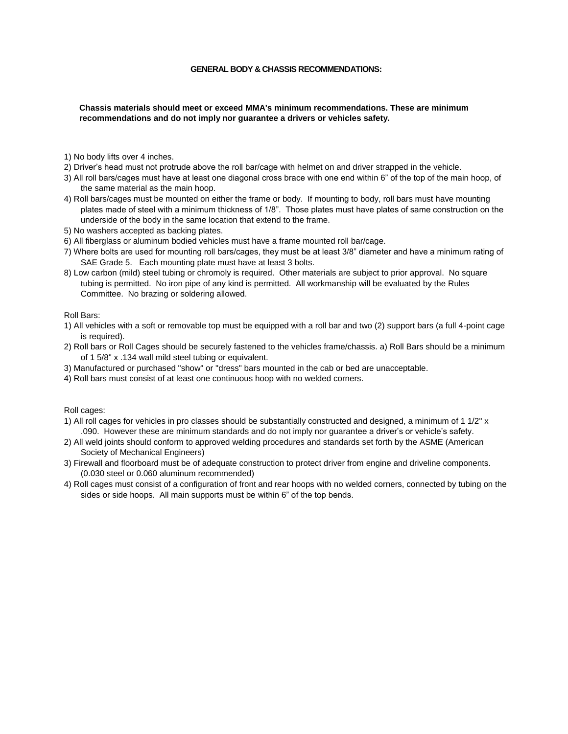## GENERAL BODY & CHASSIS RECOMMENDATIONS:

**Chassis materials should meet or exceed MMA's minimum recommendations. These are minimum recommendations and do not imply nor guarantee a drivers or vehicles safety.**

1) No body lifts over 4 inches.
2) Driver's head must not protrude above the roll bar/cage with helmet on and driver strapped in the vehicle.
3) All roll bars/cages must have at least one diagonal cross brace with one end within 6" of the top of the main hoop, of the same material as the main hoop.
4) Roll bars/cages must be mounted on either the frame or body. If mounting to body, roll bars must have mounting plates made of steel with a minimum thickness of 1/8". Those plates must have plates of same construction on the underside of the body in the same location that extend to the frame.
5) No washers accepted as backing plates.
6) All fiberglass or aluminum bodied vehicles must have a frame mounted roll bar/cage.
7) Where bolts are used for mounting roll bars/cages, they must be at least 3/8" diameter and have a minimum rating of SAE Grade 5. Each mounting plate must have at least 3 bolts.
8) Low carbon (mild) steel tubing or chromoly is required. Other materials are subject to prior approval. No square tubing is permitted. No iron pipe of any kind is permitted. All workmanship will be evaluated by the Rules Committee. No brazing or soldering allowed.

Roll Bars:

1) All vehicles with a soft or removable top must be equipped with a roll bar and two (2) support bars (a full 4-point cage is required).
2) Roll bars or Roll Cages should be securely fastened to the vehicles frame/chassis. a) Roll Bars should be a minimum of 1 5/8" x .134 wall mild steel tubing or equivalent.
3) Manufactured or purchased "show" or "dress" bars mounted in the cab or bed are unacceptable.
4) Roll bars must consist of at least one continuous hoop with no welded corners.

Roll cages:

1) All roll cages for vehicles in pro classes should be substantially constructed and designed, a minimum of 1 1/2" x .090. However these are minimum standards and do not imply nor guarantee a driver's or vehicle's safety.
2) All weld joints should conform to approved welding procedures and standards set forth by the ASME (American Society of Mechanical Engineers)
3) Firewall and floorboard must be of adequate construction to protect driver from engine and driveline components. (0.030 steel or 0.060 aluminum recommended)
4) Roll cages must consist of a configuration of front and rear hoops with no welded corners, connected by tubing on the sides or side hoops. All main supports must be within 6" of the top bends.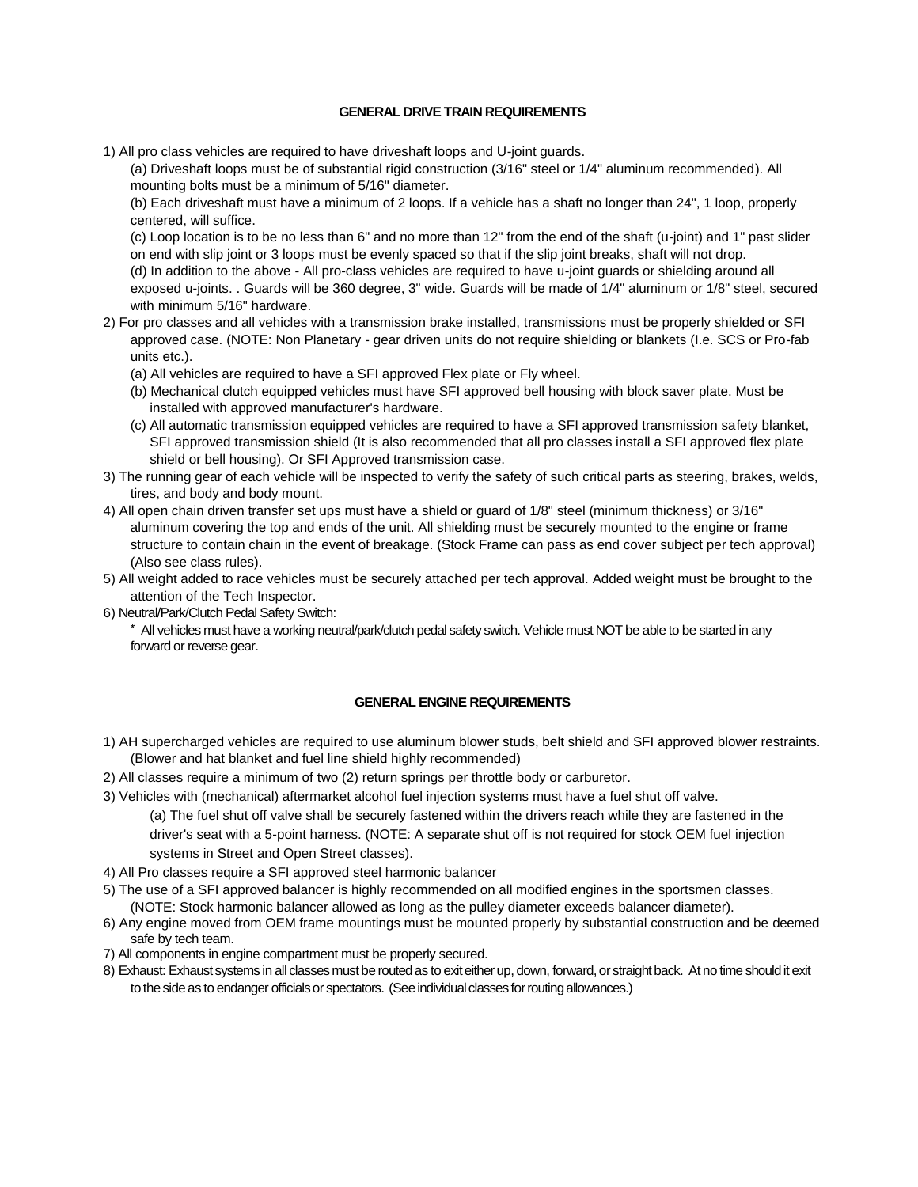## GENERAL DRIVE TRAIN REQUIREMENTS

1) All pro class vehicles are required to have driveshaft loops and U-joint guards.
   (a) Driveshaft loops must be of substantial rigid construction (3/16" steel or 1/4" aluminum recommended). All mounting bolts must be a minimum of 5/16" diameter.
   (b) Each driveshaft must have a minimum of 2 loops. If a vehicle has a shaft no longer than 24", 1 loop, properly centered, will suffice.
   (c) Loop location is to be no less than 6" and no more than 12" from the end of the shaft (u-joint) and 1" past slider on end with slip joint or 3 loops must be evenly spaced so that if the slip joint breaks, shaft will not drop.
   (d) In addition to the above - All pro-class vehicles are required to have u-joint guards or shielding around all exposed u-joints. . Guards will be 360 degree, 3" wide. Guards will be made of 1/4" aluminum or 1/8" steel, secured with minimum 5/16" hardware.
2) For pro classes and all vehicles with a transmission brake installed, transmissions must be properly shielded or SFI approved case. (NOTE: Non Planetary - gear driven units do not require shielding or blankets (I.e. SCS or Pro-fab units etc.).
   (a) All vehicles are required to have a SFI approved Flex plate or Fly wheel.
   (b) Mechanical clutch equipped vehicles must have SFI approved bell housing with block saver plate. Must be installed with approved manufacturer's hardware.
   (c) All automatic transmission equipped vehicles are required to have a SFI approved transmission safety blanket, SFI approved transmission shield (It is also recommended that all pro classes install a SFI approved flex plate shield or bell housing). Or SFI Approved transmission case.
3) The running gear of each vehicle will be inspected to verify the safety of such critical parts as steering, brakes, welds, tires, and body and body mount.
4) All open chain driven transfer set ups must have a shield or guard of 1/8" steel (minimum thickness) or 3/16" aluminum covering the top and ends of the unit. All shielding must be securely mounted to the engine or frame structure to contain chain in the event of breakage. (Stock Frame can pass as end cover subject per tech approval) (Also see class rules).
5) All weight added to race vehicles must be securely attached per tech approval. Added weight must be brought to the attention of the Tech Inspector.
6) Neutral/Park/Clutch Pedal Safety Switch:
   * All vehicles must have a working neutral/park/clutch pedal safety switch. Vehicle must NOT be able to be started in any forward or reverse gear.

## GENERAL ENGINE REQUIREMENTS

1) AH supercharged vehicles are required to use aluminum blower studs, belt shield and SFI approved blower restraints. (Blower and hat blanket and fuel line shield highly recommended)
2) All classes require a minimum of two (2) return springs per throttle body or carburetor.
3) Vehicles with (mechanical) aftermarket alcohol fuel injection systems must have a fuel shut off valve.
   (a) The fuel shut off valve shall be securely fastened within the drivers reach while they are fastened in the driver's seat with a 5-point harness. (NOTE: A separate shut off is not required for stock OEM fuel injection systems in Street and Open Street classes).
4) All Pro classes require a SFI approved steel harmonic balancer
5) The use of a SFI approved balancer is highly recommended on all modified engines in the sportsmen classes. (NOTE: Stock harmonic balancer allowed as long as the pulley diameter exceeds balancer diameter).
6) Any engine moved from OEM frame mountings must be mounted properly by substantial construction and be deemed safe by tech team.
7) All components in engine compartment must be properly secured.
8) Exhaust: Exhaust systems in all classes must be routed as to exit either up, down, forward, or straight back. At no time should it exit to the side as to endanger officials or spectators. (See individual classes for routing allowances.)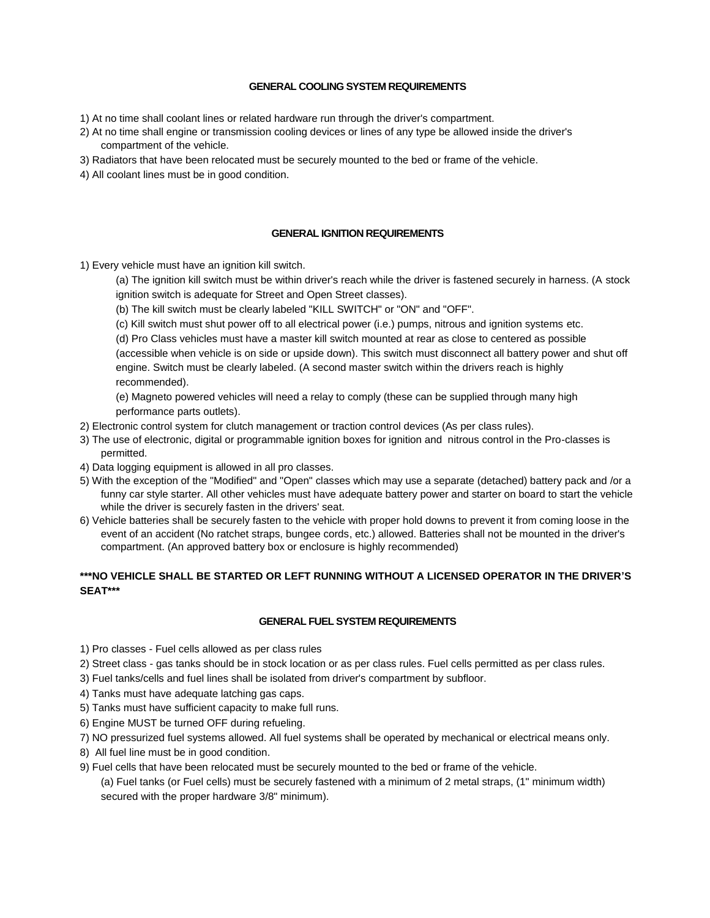### GENERAL COOLING SYSTEM REQUIREMENTS

1) At no time shall coolant lines or related hardware run through the driver's compartment.
2) At no time shall engine or transmission cooling devices or lines of any type be allowed inside the driver's compartment of the vehicle.
3) Radiators that have been relocated must be securely mounted to the bed or frame of the vehicle.
4) All coolant lines must be in good condition.

### GENERAL IGNITION REQUIREMENTS

1) Every vehicle must have an ignition kill switch.
   (a) The ignition kill switch must be within driver's reach while the driver is fastened securely in harness. (A stock ignition switch is adequate for Street and Open Street classes).
   (b) The kill switch must be clearly labeled "KILL SWITCH" or "ON" and "OFF".
   (c) Kill switch must shut power off to all electrical power (i.e.) pumps, nitrous and ignition systems etc.
   (d) Pro Class vehicles must have a master kill switch mounted at rear as close to centered as possible (accessible when vehicle is on side or upside down). This switch must disconnect all battery power and shut off engine. Switch must be clearly labeled. (A second master switch within the drivers reach is highly recommended).
   (e) Magneto powered vehicles will need a relay to comply (these can be supplied through many high performance parts outlets).
2) Electronic control system for clutch management or traction control devices (As per class rules).
3) The use of electronic, digital or programmable ignition boxes for ignition and nitrous control in the Pro-classes is permitted.
4) Data logging equipment is allowed in all pro classes.
5) With the exception of the "Modified" and "Open" classes which may use a separate (detached) battery pack and /or a funny car style starter. All other vehicles must have adequate battery power and starter on board to start the vehicle while the driver is securely fasten in the drivers' seat.
6) Vehicle batteries shall be securely fasten to the vehicle with proper hold downs to prevent it from coming loose in the event of an accident (No ratchet straps, bungee cords, etc.) allowed. Batteries shall not be mounted in the driver's compartment. (An approved battery box or enclosure is highly recommended)

**\*\*\*NO VEHICLE SHALL BE STARTED OR LEFT RUNNING WITHOUT A LICENSED OPERATOR IN THE DRIVER'S SEAT\*\*\***

### GENERAL FUEL SYSTEM REQUIREMENTS

1) Pro classes - Fuel cells allowed as per class rules
2) Street class - gas tanks should be in stock location or as per class rules. Fuel cells permitted as per class rules.
3) Fuel tanks/cells and fuel lines shall be isolated from driver's compartment by subfloor.
4) Tanks must have adequate latching gas caps.
5) Tanks must have sufficient capacity to make full runs.
6) Engine MUST be turned OFF during refueling.
7) NO pressurized fuel systems allowed. All fuel systems shall be operated by mechanical or electrical means only.
8) All fuel line must be in good condition.
9) Fuel cells that have been relocated must be securely mounted to the bed or frame of the vehicle.
   (a) Fuel tanks (or Fuel cells) must be securely fastened with a minimum of 2 metal straps, (1" minimum width) secured with the proper hardware 3/8" minimum).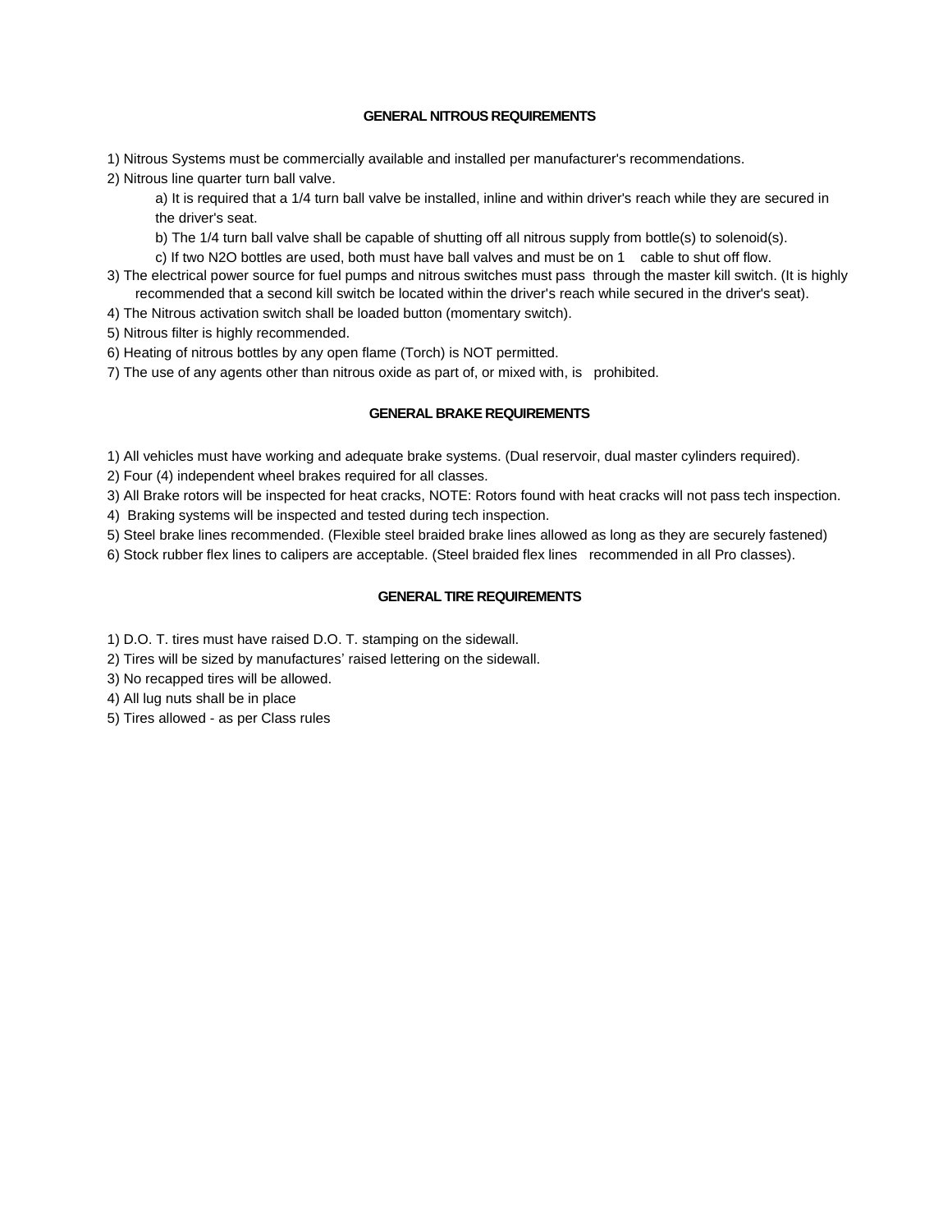## GENERAL NITROUS REQUIREMENTS

1) Nitrous Systems must be commercially available and installed per manufacturer's recommendations.
2) Nitrous line quarter turn ball valve.
    - a) It is required that a 1/4 turn ball valve be installed, inline and within driver's reach while they are secured in the driver's seat.
    - b) The 1/4 turn ball valve shall be capable of shutting off all nitrous supply from bottle(s) to solenoid(s).
    - c) If two $N_2O$ bottles are used, both must have ball valves and must be on 1 cable to shut off flow.
3) The electrical power source for fuel pumps and nitrous switches must pass through the master kill switch. (It is highly recommended that a second kill switch be located within the driver's reach while secured in the driver's seat).
4) The Nitrous activation switch shall be loaded button (momentary switch).
5) Nitrous filter is highly recommended.
6) Heating of nitrous bottles by any open flame (Torch) is NOT permitted.
7) The use of any agents other than nitrous oxide as part of, or mixed with, is prohibited.

## GENERAL BRAKE REQUIREMENTS

1) All vehicles must have working and adequate brake systems. (Dual reservoir, dual master cylinders required).
2) Four (4) independent wheel brakes required for all classes.
3) All Brake rotors will be inspected for heat cracks, NOTE: Rotors found with heat cracks will not pass tech inspection.
4) Braking systems will be inspected and tested during tech inspection.
5) Steel brake lines recommended. (Flexible steel braided brake lines allowed as long as they are securely fastened)
6) Stock rubber flex lines to calipers are acceptable. (Steel braided flex lines recommended in all Pro classes).

## GENERAL TIRE REQUIREMENTS

1) D.O. T. tires must have raised D.O. T. stamping on the sidewall.
2) Tires will be sized by manufactures' raised lettering on the sidewall.
3) No recapped tires will be allowed.
4) All lug nuts shall be in place
5) Tires allowed - as per Class rules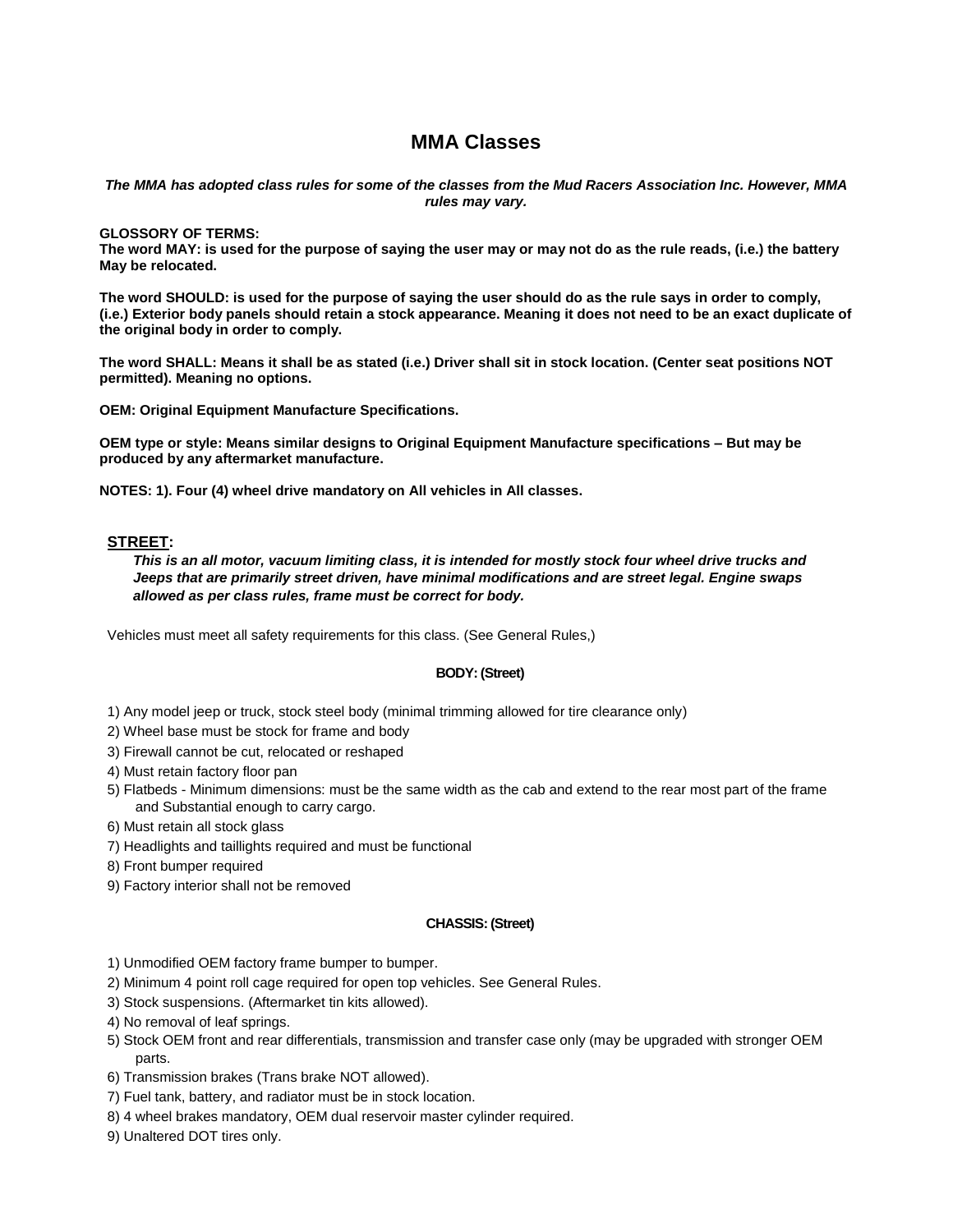# MMA Classes

***The MMA has adopted class rules for some of the classes from the Mud Racers Association Inc. However, MMA rules may vary.***

**GLOSSORY OF TERMS:**
**The word MAY: is used for the purpose of saying the user may or may not do as the rule reads, (i.e.) the battery May be relocated.**

**The word SHOULD: is used for the purpose of saying the user should do as the rule says in order to comply, (i.e.) Exterior body panels should retain a stock appearance. Meaning it does not need to be an exact duplicate of the original body in order to comply.**

**The word SHALL: Means it shall be as stated (i.e.) Driver shall sit in stock location. (Center seat positions NOT permitted). Meaning no options.**

**OEM: Original Equipment Manufacture Specifications.**

**OEM type or style: Means similar designs to Original Equipment Manufacture specifications – But may be produced by any aftermarket manufacture.**

**NOTES: 1). Four (4) wheel drive mandatory on All vehicles in All classes.**

## STREET:

***This is an all motor, vacuum limiting class, it is intended for mostly stock four wheel drive trucks and Jeeps that are primarily street driven, have minimal modifications and are street legal. Engine swaps allowed as per class rules, frame must be correct for body.***

Vehicles must meet all safety requirements for this class. (See General Rules,)

### BODY: (Street)

1) Any model jeep or truck, stock steel body (minimal trimming allowed for tire clearance only)
2) Wheel base must be stock for frame and body
3) Firewall cannot be cut, relocated or reshaped
4) Must retain factory floor pan
5) Flatbeds - Minimum dimensions: must be the same width as the cab and extend to the rear most part of the frame and Substantial enough to carry cargo.
6) Must retain all stock glass
7) Headlights and taillights required and must be functional
8) Front bumper required
9) Factory interior shall not be removed

### CHASSIS: (Street)

1) Unmodified OEM factory frame bumper to bumper.
2) Minimum 4 point roll cage required for open top vehicles. See General Rules.
3) Stock suspensions. (Aftermarket tin kits allowed).
4) No removal of leaf springs.
5) Stock OEM front and rear differentials, transmission and transfer case only (may be upgraded with stronger OEM parts.
6) Transmission brakes (Trans brake NOT allowed).
7) Fuel tank, battery, and radiator must be in stock location.
8) 4 wheel brakes mandatory, OEM dual reservoir master cylinder required.
9) Unaltered DOT tires only.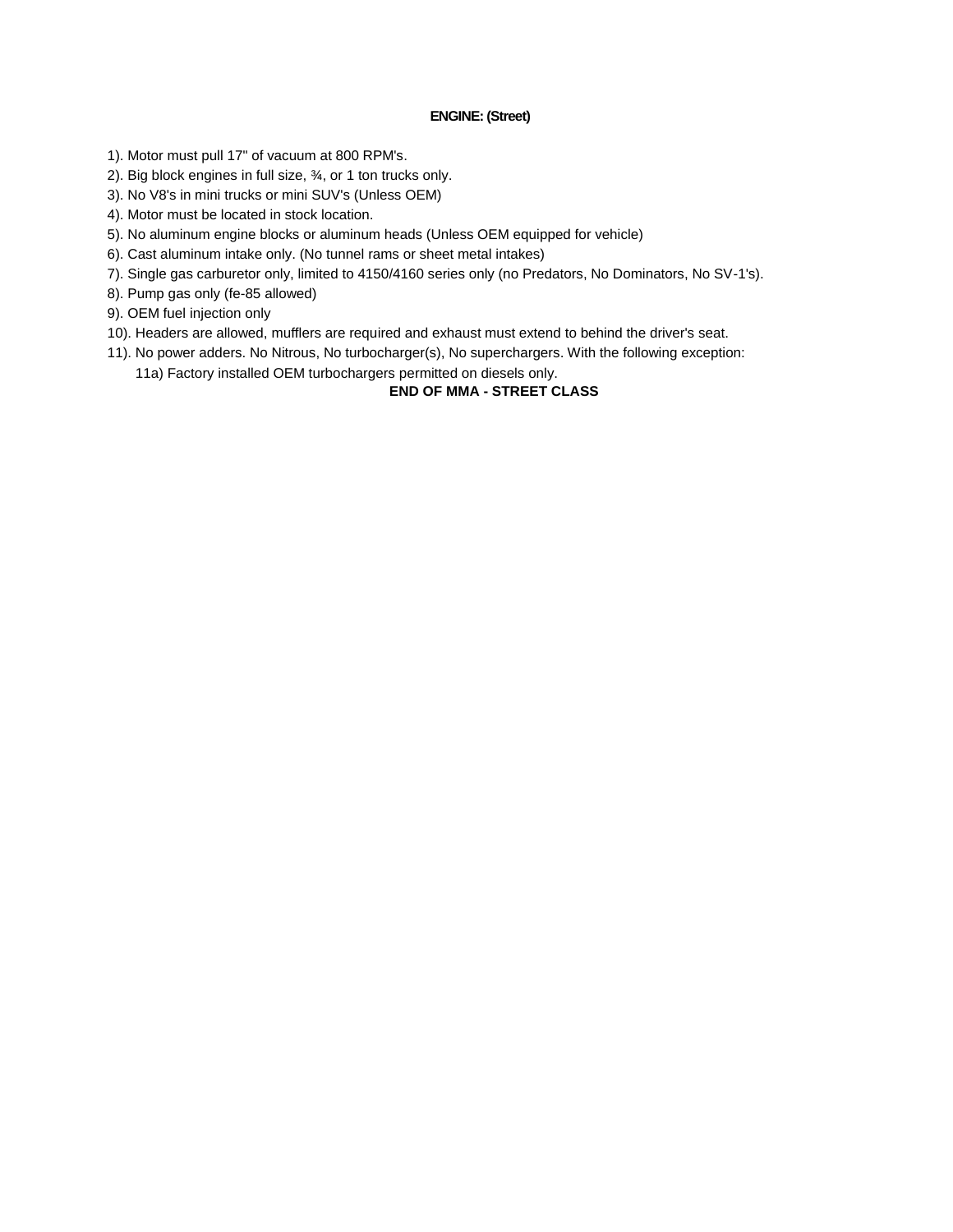**ENGINE: (Street)**

1). Motor must pull 17" of vacuum at 800 RPM's.

2). Big block engines in full size, ¾, or 1 ton trucks only.

3). No V8's in mini trucks or mini SUV's (Unless OEM)

4). Motor must be located in stock location.

5). No aluminum engine blocks or aluminum heads (Unless OEM equipped for vehicle)

6). Cast aluminum intake only. (No tunnel rams or sheet metal intakes)

7). Single gas carburetor only, limited to 4150/4160 series only (no Predators, No Dominators, No SV-1's).

8). Pump gas only (fe-85 allowed)

9). OEM fuel injection only

10). Headers are allowed, mufflers are required and exhaust must extend to behind the driver's seat.

11). No power adders. No Nitrous, No turbocharger(s), No superchargers. With the following exception:

11a) Factory installed OEM turbochargers permitted on diesels only.

**END OF MMA - STREET CLASS**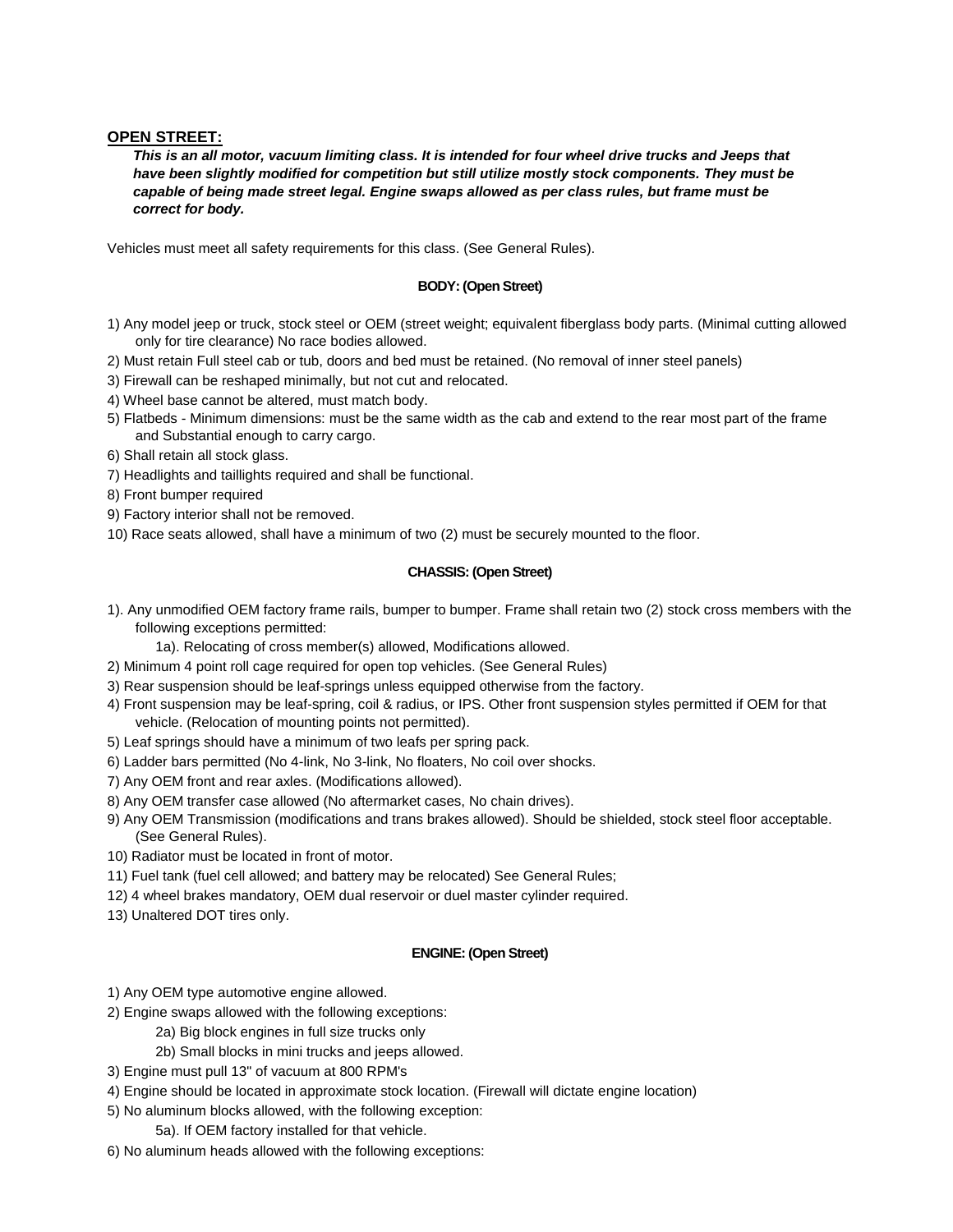## OPEN STREET:

***This is an all motor, vacuum limiting class. It is intended for four wheel drive trucks and Jeeps that have been slightly modified for competition but still utilize mostly stock components. They must be capable of being made street legal. Engine swaps allowed as per class rules, but frame must be correct for body.***

Vehicles must meet all safety requirements for this class. (See General Rules).

### BODY: (Open Street)

1) Any model jeep or truck, stock steel or OEM (street weight; equivalent fiberglass body parts. (Minimal cutting allowed only for tire clearance) No race bodies allowed.
2) Must retain Full steel cab or tub, doors and bed must be retained. (No removal of inner steel panels)
3) Firewall can be reshaped minimally, but not cut and relocated.
4) Wheel base cannot be altered, must match body.
5) Flatbeds - Minimum dimensions: must be the same width as the cab and extend to the rear most part of the frame and Substantial enough to carry cargo.
6) Shall retain all stock glass.
7) Headlights and taillights required and shall be functional.
8) Front bumper required
9) Factory interior shall not be removed.
10) Race seats allowed, shall have a minimum of two (2) must be securely mounted to the floor.

### CHASSIS: (Open Street)

1). Any unmodified OEM factory frame rails, bumper to bumper. Frame shall retain two (2) stock cross members with the following exceptions permitted:
    1a). Relocating of cross member(s) allowed, Modifications allowed.
2) Minimum 4 point roll cage required for open top vehicles. (See General Rules)
3) Rear suspension should be leaf-springs unless equipped otherwise from the factory.
4) Front suspension may be leaf-spring, coil & radius, or IPS. Other front suspension styles permitted if OEM for that vehicle. (Relocation of mounting points not permitted).
5) Leaf springs should have a minimum of two leafs per spring pack.
6) Ladder bars permitted (No 4-link, No 3-link, No floaters, No coil over shocks.
7) Any OEM front and rear axles. (Modifications allowed).
8) Any OEM transfer case allowed (No aftermarket cases, No chain drives).
9) Any OEM Transmission (modifications and trans brakes allowed). Should be shielded, stock steel floor acceptable. (See General Rules).
10) Radiator must be located in front of motor.
11) Fuel tank (fuel cell allowed; and battery may be relocated) See General Rules;
12) 4 wheel brakes mandatory, OEM dual reservoir or duel master cylinder required.
13) Unaltered DOT tires only.

### ENGINE: (Open Street)

1) Any OEM type automotive engine allowed.
2) Engine swaps allowed with the following exceptions:
    2a) Big block engines in full size trucks only
    2b) Small blocks in mini trucks and jeeps allowed.
3) Engine must pull 13" of vacuum at 800 RPM's
4) Engine should be located in approximate stock location. (Firewall will dictate engine location)
5) No aluminum blocks allowed, with the following exception:
    5a). If OEM factory installed for that vehicle.
6) No aluminum heads allowed with the following exceptions: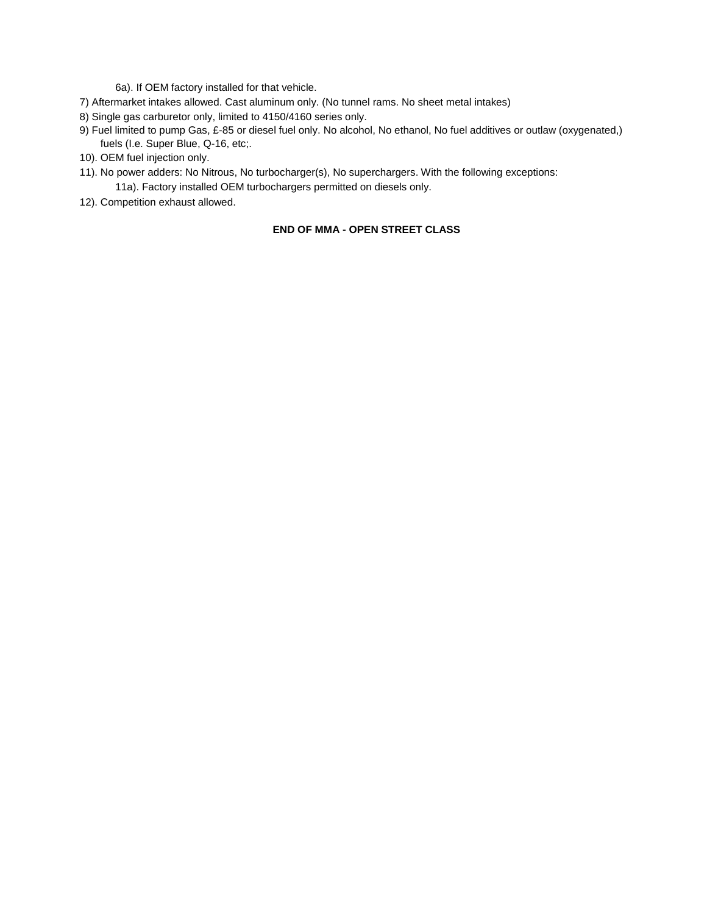6a). If OEM factory installed for that vehicle.

7) Aftermarket intakes allowed. Cast aluminum only. (No tunnel rams. No sheet metal intakes)

8) Single gas carburetor only, limited to 4150/4160 series only.

9) Fuel limited to pump Gas, £-85 or diesel fuel only. No alcohol, No ethanol, No fuel additives or outlaw (oxygenated,) fuels (I.e. Super Blue, Q-16, etc;.

10). OEM fuel injection only.

11). No power adders: No Nitrous, No turbocharger(s), No superchargers. With the following exceptions:

11a). Factory installed OEM turbochargers permitted on diesels only.

12). Competition exhaust allowed.

**END OF MMA - OPEN STREET CLASS**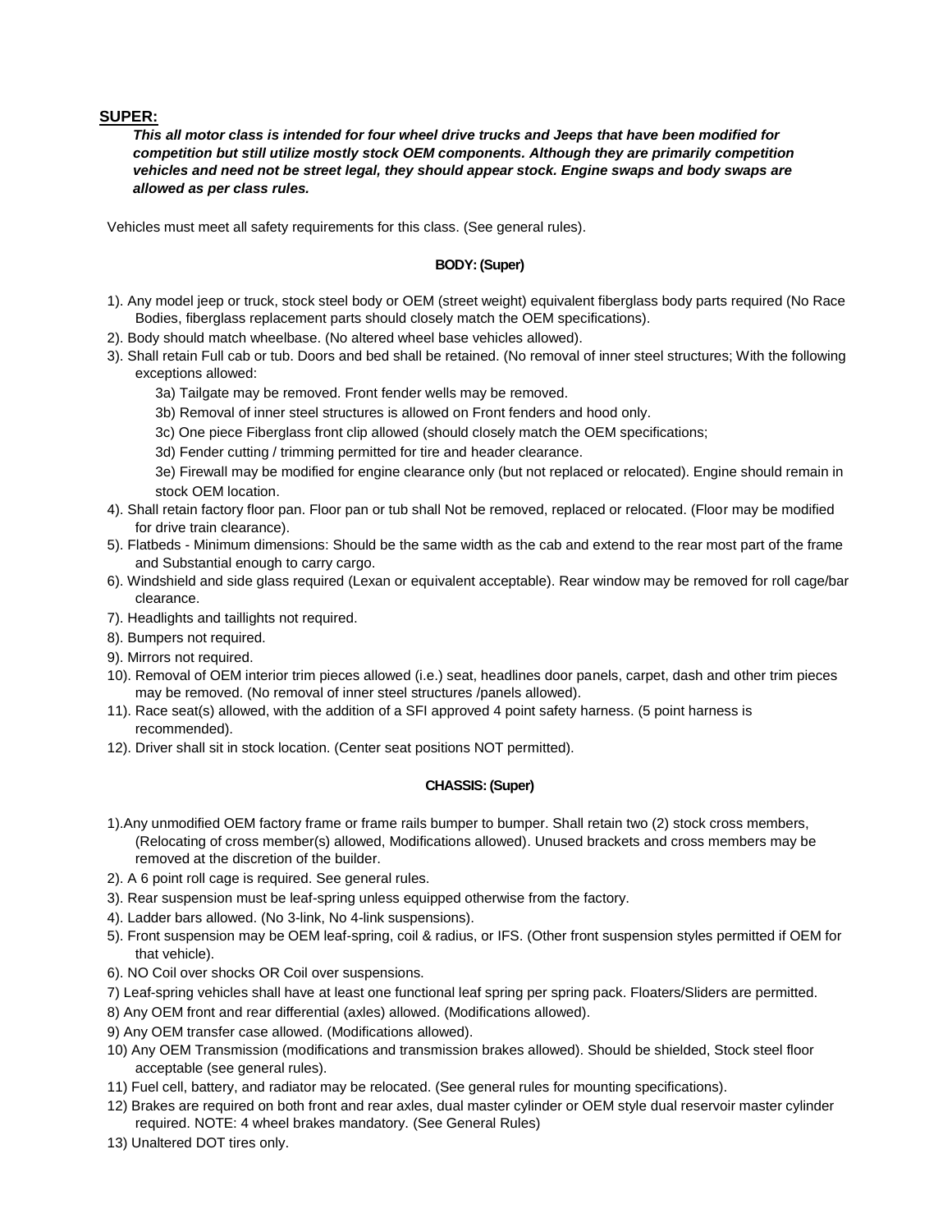## SUPER:

***This all motor class is intended for four wheel drive trucks and Jeeps that have been modified for competition but still utilize mostly stock OEM components. Although they are primarily competition vehicles and need not be street legal, they should appear stock. Engine swaps and body swaps are allowed as per class rules.***

Vehicles must meet all safety requirements for this class. (See general rules).

### BODY: (Super)

1). Any model jeep or truck, stock steel body or OEM (street weight) equivalent fiberglass body parts required (No Race Bodies, fiberglass replacement parts should closely match the OEM specifications).

2). Body should match wheelbase. (No altered wheel base vehicles allowed).

3). Shall retain Full cab or tub. Doors and bed shall be retained. (No removal of inner steel structures; With the following exceptions allowed:

- 3a) Tailgate may be removed. Front fender wells may be removed.
- 3b) Removal of inner steel structures is allowed on Front fenders and hood only.
- 3c) One piece Fiberglass front clip allowed (should closely match the OEM specifications;
- 3d) Fender cutting / trimming permitted for tire and header clearance.
- 3e) Firewall may be modified for engine clearance only (but not replaced or relocated). Engine should remain in stock OEM location.

4). Shall retain factory floor pan. Floor pan or tub shall Not be removed, replaced or relocated. (Floor may be modified for drive train clearance).

5). Flatbeds - Minimum dimensions: Should be the same width as the cab and extend to the rear most part of the frame and Substantial enough to carry cargo.

6). Windshield and side glass required (Lexan or equivalent acceptable). Rear window may be removed for roll cage/bar clearance.

7). Headlights and taillights not required.

8). Bumpers not required.

9). Mirrors not required.

10). Removal of OEM interior trim pieces allowed (i.e.) seat, headlines door panels, carpet, dash and other trim pieces may be removed. (No removal of inner steel structures /panels allowed).

11). Race seat(s) allowed, with the addition of a SFI approved 4 point safety harness. (5 point harness is recommended).

12). Driver shall sit in stock location. (Center seat positions NOT permitted).

### CHASSIS: (Super)

1).Any unmodified OEM factory frame or frame rails bumper to bumper. Shall retain two (2) stock cross members, (Relocating of cross member(s) allowed, Modifications allowed). Unused brackets and cross members may be removed at the discretion of the builder.

2). A 6 point roll cage is required. See general rules.

3). Rear suspension must be leaf-spring unless equipped otherwise from the factory.

4). Ladder bars allowed. (No 3-link, No 4-link suspensions).

5). Front suspension may be OEM leaf-spring, coil & radius, or IFS. (Other front suspension styles permitted if OEM for that vehicle).

6). NO Coil over shocks OR Coil over suspensions.

7) Leaf-spring vehicles shall have at least one functional leaf spring per spring pack. Floaters/Sliders are permitted.

8) Any OEM front and rear differential (axles) allowed. (Modifications allowed).

9) Any OEM transfer case allowed. (Modifications allowed).

10) Any OEM Transmission (modifications and transmission brakes allowed). Should be shielded, Stock steel floor acceptable (see general rules).

11) Fuel cell, battery, and radiator may be relocated. (See general rules for mounting specifications).

12) Brakes are required on both front and rear axles, dual master cylinder or OEM style dual reservoir master cylinder required. NOTE: 4 wheel brakes mandatory. (See General Rules)

13) Unaltered DOT tires only.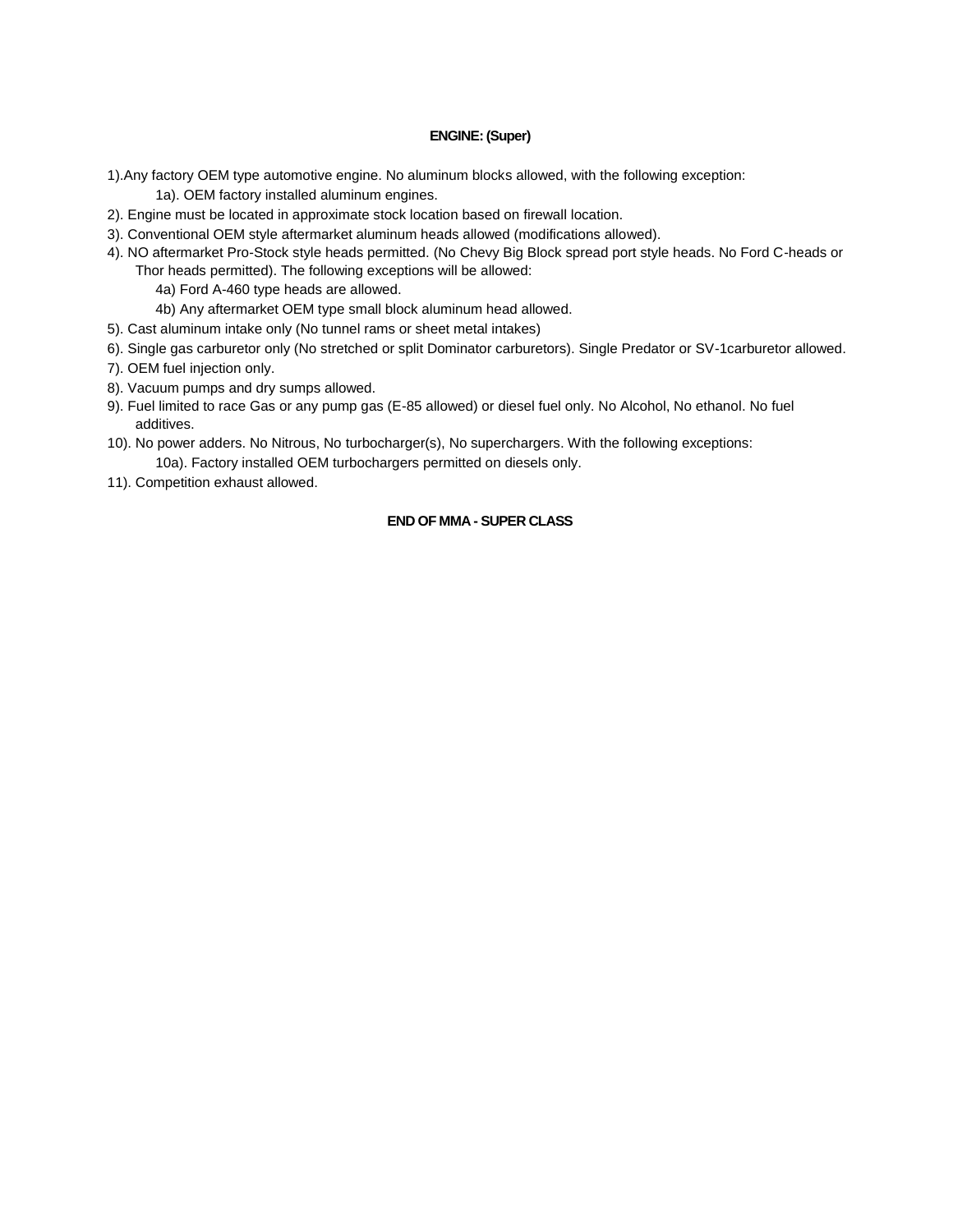**ENGINE: (Super)**

1).Any factory OEM type automotive engine. No aluminum blocks allowed, with the following exception:

- 1a). OEM factory installed aluminum engines.

2). Engine must be located in approximate stock location based on firewall location.

3). Conventional OEM style aftermarket aluminum heads allowed (modifications allowed).

4). NO aftermarket Pro-Stock style heads permitted. (No Chevy Big Block spread port style heads. No Ford C-heads or Thor heads permitted). The following exceptions will be allowed:

- 4a) Ford A-460 type heads are allowed.
- 4b) Any aftermarket OEM type small block aluminum head allowed.

5). Cast aluminum intake only (No tunnel rams or sheet metal intakes)

6). Single gas carburetor only (No stretched or split Dominator carburetors). Single Predator or SV-1carburetor allowed.

7). OEM fuel injection only.

8). Vacuum pumps and dry sumps allowed.

9). Fuel limited to race Gas or any pump gas (E-85 allowed) or diesel fuel only. No Alcohol, No ethanol. No fuel additives.

10). No power adders. No Nitrous, No turbocharger(s), No superchargers. With the following exceptions:

- 10a). Factory installed OEM turbochargers permitted on diesels only.

11). Competition exhaust allowed.

**END OF MMA - SUPER CLASS**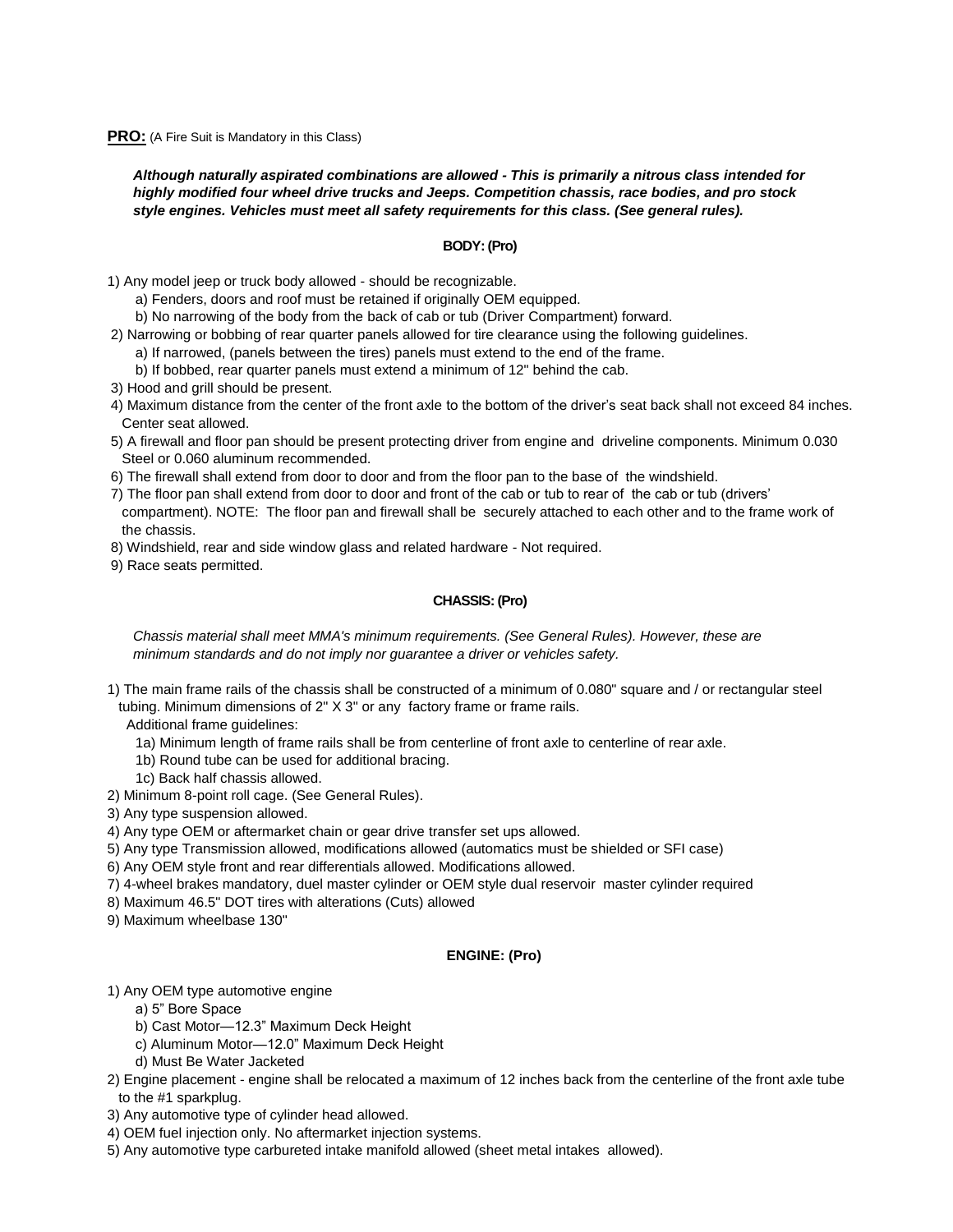**PRO:** (A Fire Suit is Mandatory in this Class)

***Although naturally aspirated combinations are allowed - This is primarily a nitrous class intended for highly modified four wheel drive trucks and Jeeps. Competition chassis, race bodies, and pro stock style engines. Vehicles must meet all safety requirements for this class. (See general rules).***

**BODY: (Pro)**

1) Any model jeep or truck body allowed - should be recognizable.
   a) Fenders, doors and roof must be retained if originally OEM equipped.
   b) No narrowing of the body from the back of cab or tub (Driver Compartment) forward.
2) Narrowing or bobbing of rear quarter panels allowed for tire clearance using the following guidelines.
   a) If narrowed, (panels between the tires) panels must extend to the end of the frame.
   b) If bobbed, rear quarter panels must extend a minimum of 12" behind the cab.
3) Hood and grill should be present.
4) Maximum distance from the center of the front axle to the bottom of the driver's seat back shall not exceed 84 inches. Center seat allowed.
5) A firewall and floor pan should be present protecting driver from engine and driveline components. Minimum 0.030 Steel or 0.060 aluminum recommended.
6) The firewall shall extend from door to door and from the floor pan to the base of the windshield.
7) The floor pan shall extend from door to door and front of the cab or tub to rear of the cab or tub (drivers' compartment). NOTE: The floor pan and firewall shall be securely attached to each other and to the frame work of the chassis.
8) Windshield, rear and side window glass and related hardware - Not required.
9) Race seats permitted.

**CHASSIS: (Pro)**

*Chassis material shall meet MMA's minimum requirements. (See General Rules). However, these are minimum standards and do not imply nor guarantee a driver or vehicles safety.*

1) The main frame rails of the chassis shall be constructed of a minimum of 0.080" square and / or rectangular steel tubing. Minimum dimensions of 2" X 3" or any factory frame or frame rails.
   Additional frame guidelines:
   1a) Minimum length of frame rails shall be from centerline of front axle to centerline of rear axle.
   1b) Round tube can be used for additional bracing.
   1c) Back half chassis allowed.
2) Minimum 8-point roll cage. (See General Rules).
3) Any type suspension allowed.
4) Any type OEM or aftermarket chain or gear drive transfer set ups allowed.
5) Any type Transmission allowed, modifications allowed (automatics must be shielded or SFI case)
6) Any OEM style front and rear differentials allowed. Modifications allowed.
7) 4-wheel brakes mandatory, duel master cylinder or OEM style dual reservoir master cylinder required
8) Maximum 46.5" DOT tires with alterations (Cuts) allowed
9) Maximum wheelbase 130"

**ENGINE: (Pro)**

1) Any OEM type automotive engine
   a) 5" Bore Space
   b) Cast Motor—12.3" Maximum Deck Height
   c) Aluminum Motor—12.0" Maximum Deck Height
   d) Must Be Water Jacketed
2) Engine placement - engine shall be relocated a maximum of 12 inches back from the centerline of the front axle tube to the #1 sparkplug.
3) Any automotive type of cylinder head allowed.
4) OEM fuel injection only. No aftermarket injection systems.
5) Any automotive type carbureted intake manifold allowed (sheet metal intakes allowed).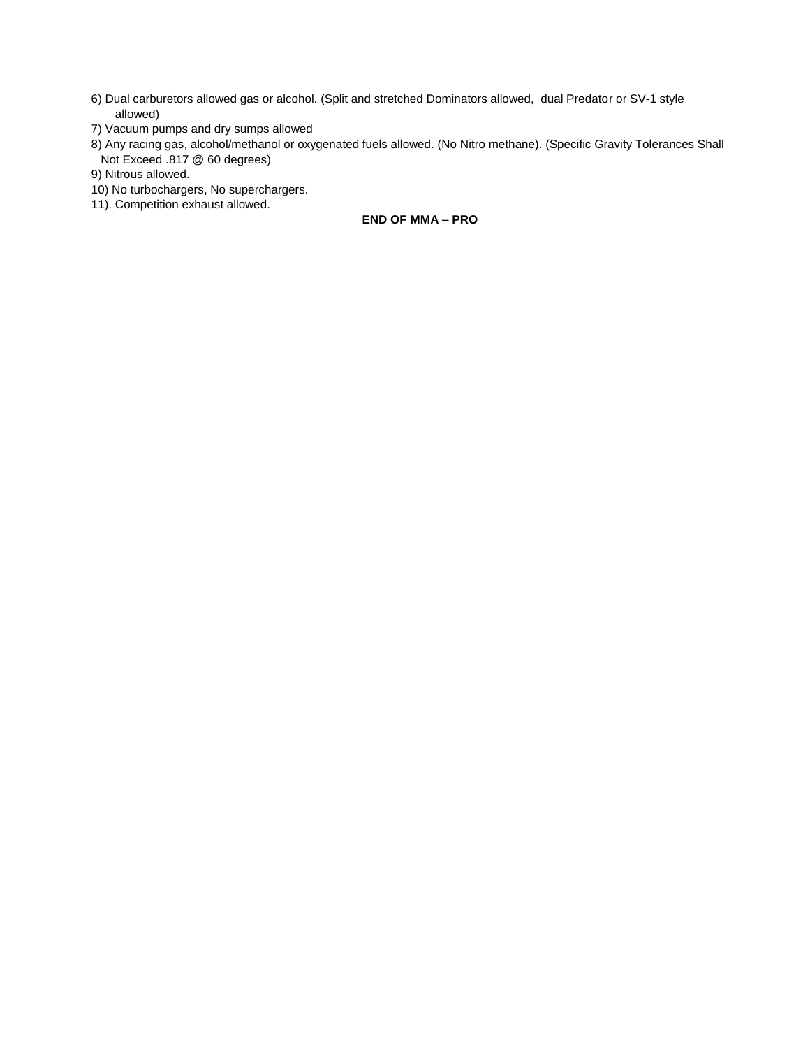6) Dual carburetors allowed gas or alcohol. (Split and stretched Dominators allowed, dual Predator or SV-1 style allowed)

7) Vacuum pumps and dry sumps allowed

8) Any racing gas, alcohol/methanol or oxygenated fuels allowed. (No Nitro methane). (Specific Gravity Tolerances Shall Not Exceed .817 @ 60 degrees)

9) Nitrous allowed.

10) No turbochargers, No superchargers.

11). Competition exhaust allowed.

**END OF MMA – PRO**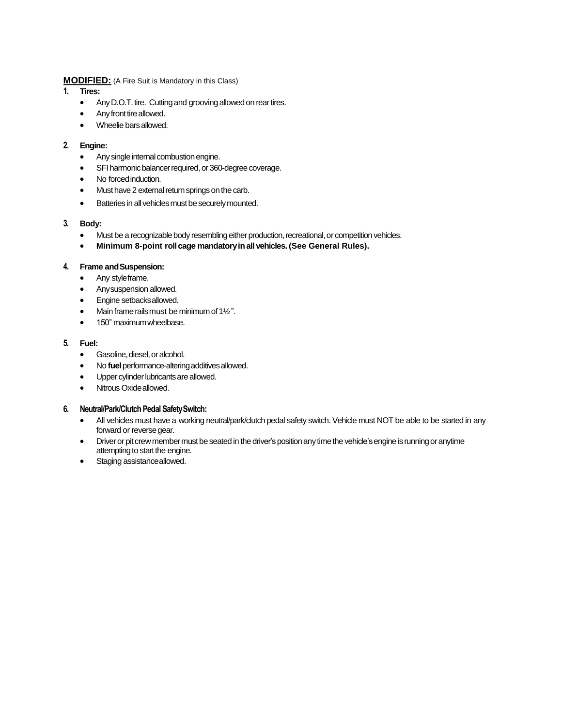**MODIFIED:** (A Fire Suit is Mandatory in this Class)

1. **Tires:**
   - Any D.O.T. tire. Cutting and grooving allowed on rear tires.
   - Any front tire allowed.
   - Wheelie bars allowed.

2. **Engine:**
   - Any single internal combustion engine.
   - SFI harmonic balancer required, or 360-degree coverage.
   - No forced induction.
   - Must have 2 external return springs on the carb.
   - Batteries in all vehicles must be securely mounted.

3. **Body:**
   - Must be a recognizable body resembling either production, recreational, or competition vehicles.
   - **Minimum 8-point roll cage mandatory in all vehicles. (See General Rules).**

4. **Frame and Suspension:**
   - Any style frame.
   - Any suspension allowed.
   - Engine setbacks allowed.
   - Main frame rails must be minimum of 1½ ".
   - 150" maximum wheelbase.

5. **Fuel:**
   - Gasoline, diesel, or alcohol.
   - No **fuel** performance-altering additives allowed.
   - Upper cylinder lubricants are allowed.
   - Nitrous Oxide allowed.

6. **Neutral/Park/Clutch Pedal Safety Switch:**
   - All vehicles must have a working neutral/park/clutch pedal safety switch. Vehicle must NOT be able to be started in any forward or reverse gear.
   - Driver or pit crew member must be seated in the driver's position any time the vehicle's engine is running or anytime attempting to start the engine.
   - Staging assistance allowed.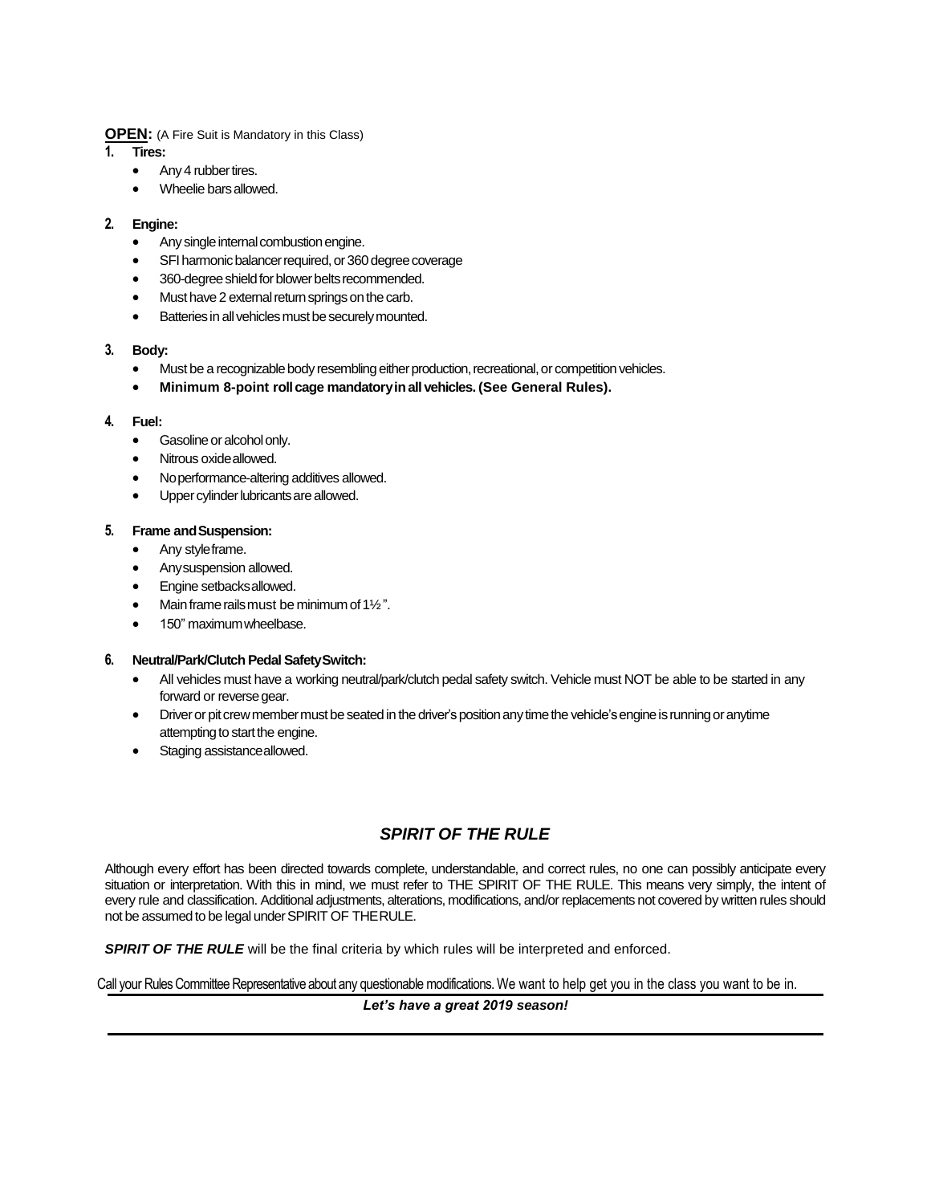**OPEN:** (A Fire Suit is Mandatory in this Class)

1. **Tires:**
   - Any 4 rubber tires.
   - Wheelie bars allowed.

2. **Engine:**
   - Any single internal combustion engine.
   - SFI harmonic balancer required, or 360 degree coverage
   - 360-degree shield for blower belts recommended.
   - Must have 2 external return springs on the carb.
   - Batteries in all vehicles must be securely mounted.

3. **Body:**
   - Must be a recognizable body resembling either production, recreational, or competition vehicles.
   - **Minimum 8-point roll cage mandatory in all vehicles. (See General Rules).**

4. **Fuel:**
   - Gasoline or alcohol only.
   - Nitrous oxide allowed.
   - No performance-altering additives allowed.
   - Upper cylinder lubricants are allowed.

5. **Frame and Suspension:**
   - Any style frame.
   - Any suspension allowed.
   - Engine setbacks allowed.
   - Main frame rails must be minimum of 1½".
   - 150" maximum wheelbase.

6. **Neutral/Park/Clutch Pedal Safety Switch:**
   - All vehicles must have a working neutral/park/clutch pedal safety switch. Vehicle must NOT be able to be started in any forward or reverse gear.
   - Driver or pit crew member must be seated in the driver's position any time the vehicle's engine is running or anytime attempting to start the engine.
   - Staging assistance allowed.

## *SPIRIT OF THE RULE*

Although every effort has been directed towards complete, understandable, and correct rules, no one can possibly anticipate every situation or interpretation. With this in mind, we must refer to THE SPIRIT OF THE RULE. This means very simply, the intent of every rule and classification. Additional adjustments, alterations, modifications, and/or replacements not covered by written rules should not be assumed to be legal under SPIRIT OF THE RULE.

***SPIRIT OF THE RULE*** will be the final criteria by which rules will be interpreted and enforced.

Call your Rules Committee Representative about any questionable modifications. We want to help get you in the class you want to be in.

***Let's have a great 2019 season!***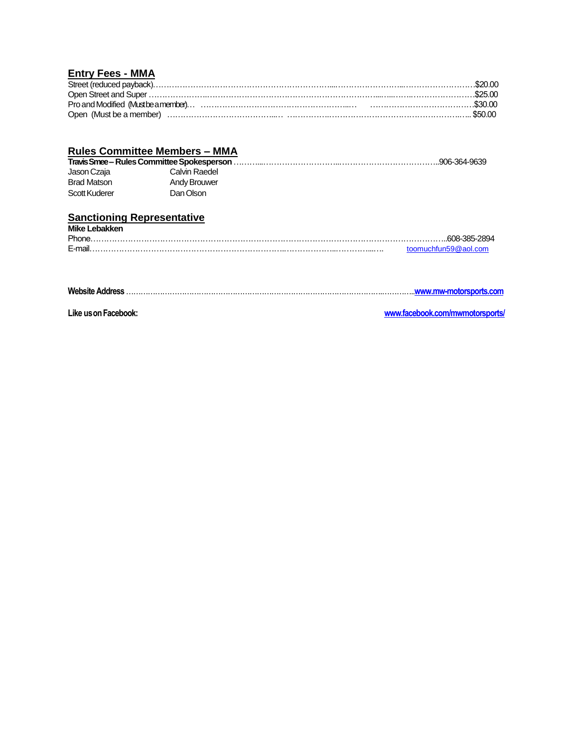## Entry Fees - MMA

Street (reduced payback)……………………………………………………………………………………………$20.00
Open Street and Super ……………………………………………………………………………………………$25.00
Pro and Modified (Must be a member)… ………………………………………………… …………………………………$30.00
Open (Must be a member) ……………………………………… …………………………………………………………$50.00

## Rules Committee Members – MMA

**Travis Smee – Rules Committee Spokesperson** ……………………………………………………………………906-364-9639

| | |
|---|---|
| Jason Czaja | Calvin Raedel |
| Brad Matson | Andy Brouwer |
| Scott Kuderer | Dan Olson |

## Sanctioning Representative

**Mike Lebakken**

Phone……………………………………………………………………………………………………………..608-385-2894
E-mail……………………………………………………………………………………… toomuchfun59@aol.com

**Website Address** ……………………………………………………………………………………………**www.mw-motorsports.com**

**Like us on Facebook:** **www.facebook.com/mwmotorsports/**